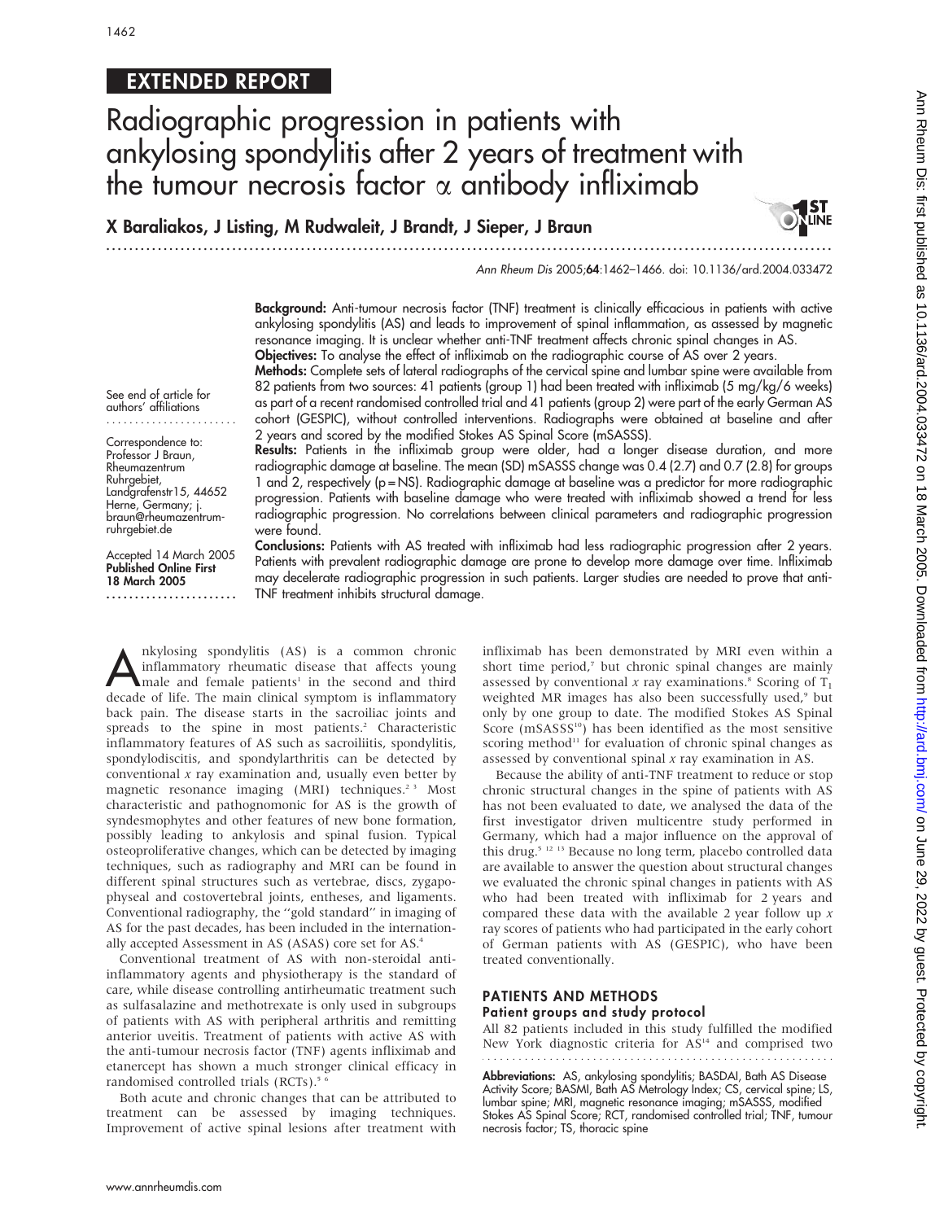## EXTENDED REPORT

# Radiographic progression in patients with ankylosing spondylitis after 2 years of treatment with the tumour necrosis factor α antibody infliximab

**X Baraliakos, J Listing, M Rudwaleit, J Brandt, J Sieper, J Braun**

Ann Rheum Dis 2005;**64**:1462–1466. doi: 10.1136/ard.2004.033472

See end of article for authors' affiliations

Correspondence to: Professor J Braun, Rheumazentrum Ruhrgebiet, Landgrafenstr15, 44652 Herne, Germany; j.braun@rheumazentrum-ruhrgebiet.de

Accepted 14 March 2005
**Published Online First 18 March 2005**

**Background:** Anti-tumour necrosis factor (TNF) treatment is clinically efficacious in patients with active ankylosing spondylitis (AS) and leads to improvement of spinal inflammation, as assessed by magnetic resonance imaging. It is unclear whether anti-TNF treatment affects chronic spinal changes in AS.

**Objectives:** To analyse the effect of infliximab on the radiographic course of AS over 2 years.

**Methods:** Complete sets of lateral radiographs of the cervical spine and lumbar spine were available from 82 patients from two sources: 41 patients (group 1) had been treated with infliximab (5 mg/kg/6 weeks) as part of a recent randomised controlled trial and 41 patients (group 2) were part of the early German AS cohort (GESPIC), without controlled interventions. Radiographs were obtained at baseline and after 2 years and scored by the modified Stokes AS Spinal Score (mSASSS).

**Results:** Patients in the infliximab group were older, had a longer disease duration, and more radiographic damage at baseline. The mean (SD) mSASSS change was 0.4 (2.7) and 0.7 (2.8) for groups 1 and 2, respectively (p = NS). Radiographic damage at baseline was a predictor for more radiographic progression. Patients with baseline damage who were treated with infliximab showed a trend for less radiographic progression. No correlations between clinical parameters and radiographic progression were found.

**Conclusions:** Patients with AS treated with infliximab had less radiographic progression after 2 years. Patients with prevalent radiographic damage are prone to develop more damage over time. Infliximab may decelerate radiographic progression in such patients. Larger studies are needed to prove that anti-TNF treatment inhibits structural damage.

Ankylosing spondylitis (AS) is a common chronic inflammatory rheumatic disease that affects young male and female patients[1] in the second and third decade of life. The main clinical symptom is inflammatory back pain. The disease starts in the sacroiliac joints and spreads to the spine in most patients.[2] Characteristic inflammatory features of AS such as sacroiliitis, spondylitis, spondylodiscitis, and spondylarthritis can be detected by conventional *x* ray examination and, usually even better by magnetic resonance imaging (MRI) techniques.[2 3] Most characteristic and pathognomonic for AS is the growth of syndesmophytes and other features of new bone formation, possibly leading to ankylosis and spinal fusion. Typical osteoproliferative changes, which can be detected by imaging techniques, such as radiography and MRI can be found in different spinal structures such as vertebrae, discs, zygapophyseal and costovertebral joints, entheses, and ligaments. Conventional radiography, the "gold standard" in imaging of AS for the past decades, has been included in the internationally accepted Assessment in AS (ASAS) core set for AS.[4]

Conventional treatment of AS with non-steroidal anti-inflammatory agents and physiotherapy is the standard of care, while disease controlling antirheumatic treatment such as sulfasalazine and methotrexate is only used in subgroups of patients with AS with peripheral arthritis and remitting anterior uveitis. Treatment of patients with active AS with the anti-tumour necrosis factor (TNF) agents infliximab and etanercept has shown a much stronger clinical efficacy in randomised controlled trials (RCTs).[5 6]

Both acute and chronic changes that can be attributed to treatment can be assessed by imaging techniques. Improvement of active spinal lesions after treatment with infliximab has been demonstrated by MRI even within a short time period,[7] but chronic spinal changes are mainly assessed by conventional *x* ray examinations.[8] Scoring of $T_1$ weighted MR images has also been successfully used,[9] but only by one group to date. The modified Stokes AS Spinal Score (mSASSS[10]) has been identified as the most sensitive scoring method[11] for evaluation of chronic spinal changes as assessed by conventional spinal *x* ray examination in AS.

Because the ability of anti-TNF treatment to reduce or stop chronic structural changes in the spine of patients with AS has not been evaluated to date, we analysed the data of the first investigator driven multicentre study performed in Germany, which had a major influence on the approval of this drug.[5 12 13] Because no long term, placebo controlled data are available to answer the question about structural changes we evaluated the chronic spinal changes in patients with AS who had been treated with infliximab for 2 years and compared these data with the available 2 year follow up *x* ray scores of patients who had participated in the early cohort of German patients with AS (GESPIC), who have been treated conventionally.

## PATIENTS AND METHODS

### Patient groups and study protocol

All 82 patients included in this study fulfilled the modified New York diagnostic criteria for AS[14] and comprised two

**Abbreviations:** AS, ankylosing spondylitis; BASDAI, Bath AS Disease Activity Score; BASMI, Bath AS Metrology Index; CS, cervical spine; LS, lumbar spine; MRI, magnetic resonance imaging; mSASSS, modified Stokes AS Spinal Score; RCT, randomised controlled trial; TNF, tumour necrosis factor; TS, thoracic spine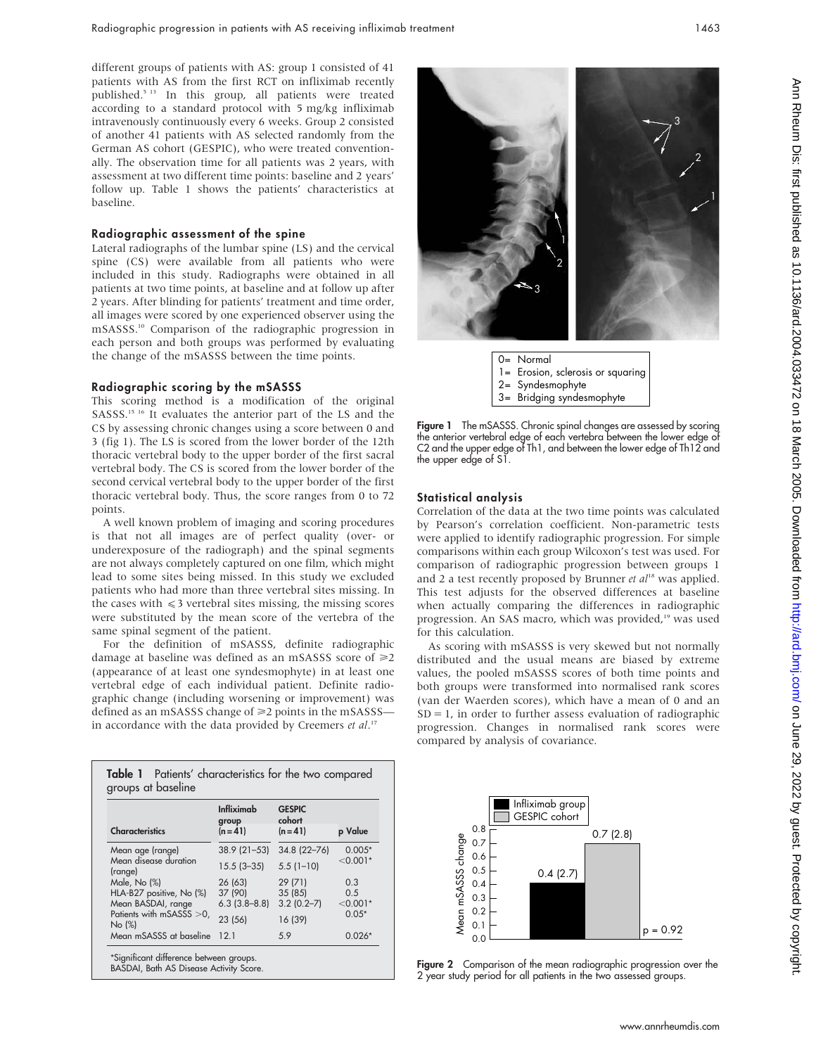different groups of patients with AS: group 1 consisted of 41 patients with AS from the first RCT on infliximab recently published.[5 13] In this group, all patients were treated according to a standard protocol with 5 mg/kg infliximab intravenously continuously every 6 weeks. Group 2 consisted of another 41 patients with AS selected randomly from the German AS cohort (GESPIC), who were treated conventionally. The observation time for all patients was 2 years, with assessment at two different time points: baseline and 2 years' follow up. Table 1 shows the patients' characteristics at baseline.

### Radiographic assessment of the spine

Lateral radiographs of the lumbar spine (LS) and the cervical spine (CS) were available from all patients who were included in this study. Radiographs were obtained in all patients at two time points, at baseline and at follow up after 2 years. After blinding for patients' treatment and time order, all images were scored by one experienced observer using the mSASSS.[10] Comparison of the radiographic progression in each person and both groups was performed by evaluating the change of the mSASSS between the time points.

### Radiographic scoring by the mSASSS

This scoring method is a modification of the original SASSS.[15 16] It evaluates the anterior part of the LS and the CS by assessing chronic changes using a score between 0 and 3 (fig 1). The LS is scored from the lower border of the 12th thoracic vertebral body to the upper border of the first sacral vertebral body. The CS is scored from the lower border of the second cervical vertebral body to the upper border of the first thoracic vertebral body. Thus, the score ranges from 0 to 72 points.

A well known problem of imaging and scoring procedures is that not all images are of perfect quality (over- or underexposure of the radiograph) and the spinal segments are not always completely captured on one film, which might lead to some sites being missed. In this study we excluded patients who had more than three vertebral sites missing. In the cases with $\leqslant 3$ vertebral sites missing, the missing scores were substituted by the mean score of the vertebra of the same spinal segment of the patient.

For the definition of mSASSS, definite radiographic damage at baseline was defined as an mSASSS score of $\geqslant 2$ (appearance of at least one syndesmophyte) in at least one vertebral edge of each individual patient. Definite radiographic change (including worsening or improvement) was defined as an mSASSS change of $\geqslant 2$ points in the mSASSS—in accordance with the data provided by Creemers *et al*.[17]

**Table 1** Patients' characteristics for the two compared groups at baseline

| Characteristics | Infliximab group (n = 41) | GESPIC cohort (n = 41) | p Value |
|---|---|---|---|
| Mean age (range) | 38.9 (21–53) | 34.8 (22–76) | 0.005* |
| Mean disease duration (range) | 15.5 (3–35) | 5.5 (1–10) | <0.001* |
| Male, No (%) | 26 (63) | 29 (71) | 0.3 |
| HLA-B27 positive, No (%) | 37 (90) | 35 (85) | 0.5 |
| Mean BASDAI, range | 6.3 (3.8–8.8) | 3.2 (0.2–7) | <0.001* |
| Patients with mSASSS >0, No (%) | 23 (56) | 16 (39) | 0.05* |
| Mean mSASSS at baseline | 12.1 | 5.9 | 0.026* |

*Significant difference between groups.
BASDAI, Bath AS Disease Activity Score.

0= Normal
1= Erosion, sclerosis or squaring
2= Syndesmophyte
3= Bridging syndesmophyte

**Figure 1** The mSASSS. Chronic spinal changes are assessed by scoring the anterior vertebral edge of each vertebra between the lower edge of C2 and the upper edge of Th1, and between the lower edge of Th12 and the upper edge of S1.

### Statistical analysis

Correlation of the data at the two time points was calculated by Pearson's correlation coefficient. Non-parametric tests were applied to identify radiographic progression. For simple comparisons within each group Wilcoxon's test was used. For comparison of radiographic progression between groups 1 and 2 a test recently proposed by Brunner *et al*[18] was applied. This test adjusts for the observed differences at baseline when actually comparing the differences in radiographic progression. An SAS macro, which was provided,[19] was used for this calculation.

As scoring with mSASSS is very skewed but not normally distributed and the usual means are biased by extreme values, the pooled mSASSS scores of both time points and both groups were transformed into normalised rank scores (van der Waerden scores), which have a mean of 0 and an SD = 1, in order to further assess evaluation of radiographic progression. Changes in normalised rank scores were compared by analysis of covariance.

**Figure 2** Comparison of the mean radiographic progression over the 2 year study period for all patients in the two assessed groups.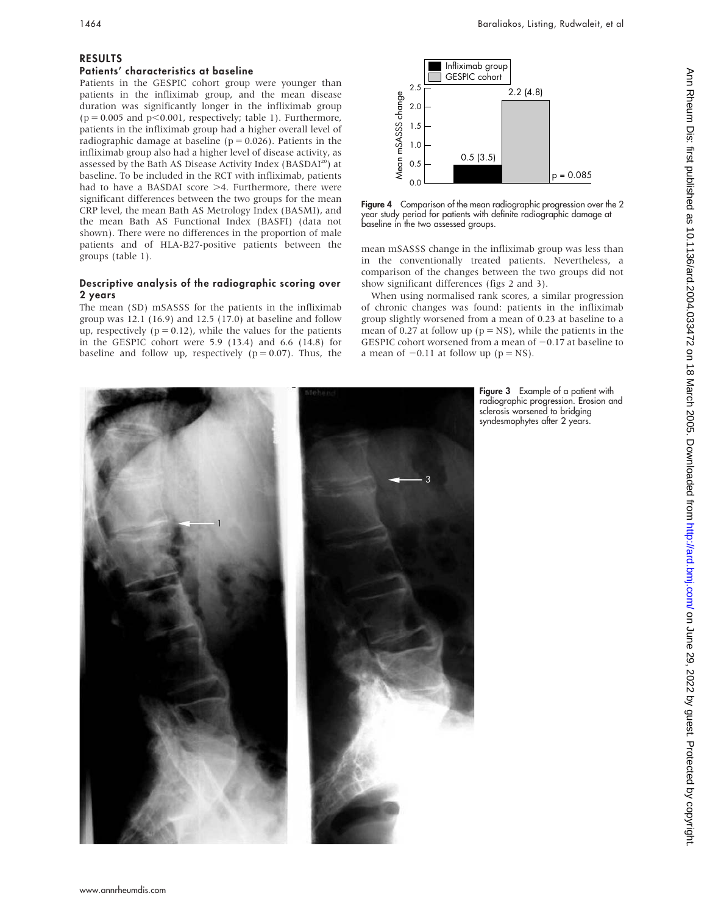## RESULTS

### Patients' characteristics at baseline

Patients in the GESPIC cohort group were younger than patients in the infliximab group, and the mean disease duration was significantly longer in the infliximab group ($p = 0.005$ and $p<0.001$, respectively; table 1). Furthermore, patients in the infliximab group had a higher overall level of radiographic damage at baseline ($p = 0.026$). Patients in the infliximab group also had a higher level of disease activity, as assessed by the Bath AS Disease Activity Index (BASDAI[20]) at baseline. To be included in the RCT with infliximab, patients had to have a BASDAI score >4. Furthermore, there were significant differences between the two groups for the mean CRP level, the mean Bath AS Metrology Index (BASMI), and the mean Bath AS Functional Index (BASFI) (data not shown). There were no differences in the proportion of male patients and of HLA-B27-positive patients between the groups (table 1).

### Descriptive analysis of the radiographic scoring over 2 years

The mean (SD) mSASSS for the patients in the infliximab group was 12.1 (16.9) and 12.5 (17.0) at baseline and follow up, respectively ($p = 0.12$), while the values for the patients in the GESPIC cohort were 5.9 (13.4) and 6.6 (14.8) for baseline and follow up, respectively ($p = 0.07$). Thus, the mean mSASSS change in the infliximab group was less than in the conventionally treated patients. Nevertheless, a comparison of the changes between the two groups did not show significant differences (figs 2 and 3).

When using normalised rank scores, a similar progression of chronic changes was found: patients in the infliximab group slightly worsened from a mean of 0.23 at baseline to a mean of 0.27 at follow up (p = NS), while the patients in the GESPIC cohort worsened from a mean of −0.17 at baseline to a mean of −0.11 at follow up (p = NS).

**Figure 4** Comparison of the mean radiographic progression over the 2 year study period for patients with definite radiographic damage at baseline in the two assessed groups.

**Figure 3** Example of a patient with radiographic progression. Erosion and sclerosis worsened to bridging syndesmophytes after 2 years.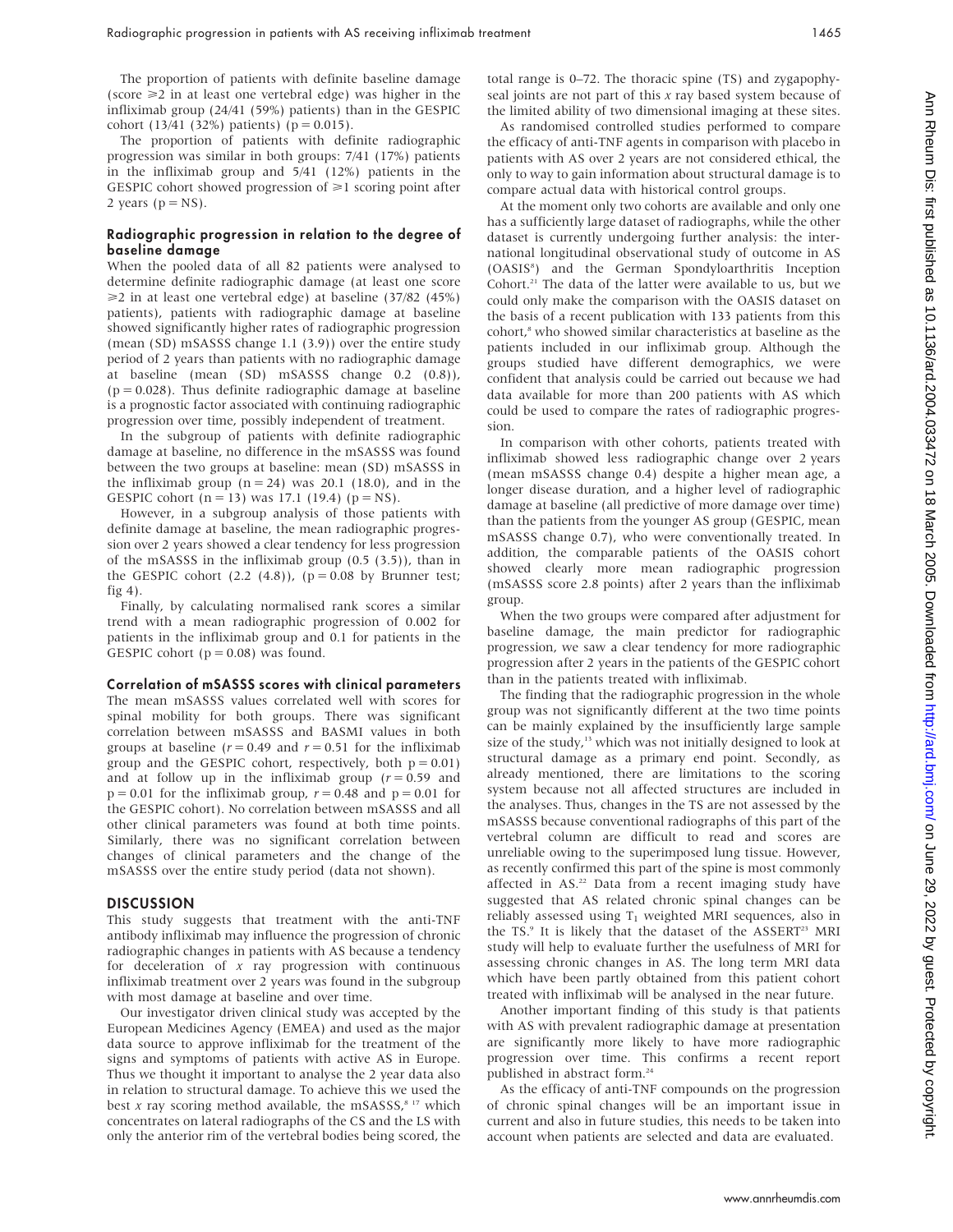The proportion of patients with definite baseline damage (score ≥2 in at least one vertebral edge) was higher in the infliximab group (24/41 (59%) patients) than in the GESPIC cohort (13/41 (32%) patients) ($p = 0.015$).

The proportion of patients with definite radiographic progression was similar in both groups: 7/41 (17%) patients in the infliximab group and 5/41 (12%) patients in the GESPIC cohort showed progression of ≥1 scoring point after 2 years ($p$ = NS).

### Radiographic progression in relation to the degree of baseline damage

When the pooled data of all 82 patients were analysed to determine definite radiographic damage (at least one score ≥2 in at least one vertebral edge) at baseline (37/82 (45%) patients), patients with radiographic damage at baseline showed significantly higher rates of radiographic progression (mean (SD) mSASSS change 1.1 (3.9)) over the entire study period of 2 years than patients with no radiographic damage at baseline (mean (SD) mSASSS change 0.2 (0.8)), ($p = 0.028$). Thus definite radiographic damage at baseline is a prognostic factor associated with continuing radiographic progression over time, possibly independent of treatment.

In the subgroup of patients with definite radiographic damage at baseline, no difference in the mSASSS was found between the two groups at baseline: mean (SD) mSASSS in the infliximab group ($n = 24$) was 20.1 (18.0), and in the GESPIC cohort ($n = 13$) was 17.1 (19.4) ($p$ = NS).

However, in a subgroup analysis of those patients with definite damage at baseline, the mean radiographic progression over 2 years showed a clear tendency for less progression of the mSASSS in the infliximab group (0.5 (3.5)), than in the GESPIC cohort (2.2 (4.8)), ($p = 0.08$ by Brunner test; fig 4).

Finally, by calculating normalised rank scores a similar trend with a mean radiographic progression of 0.002 for patients in the infliximab group and 0.1 for patients in the GESPIC cohort ($p = 0.08$) was found.

### Correlation of mSASSS scores with clinical parameters

The mean mSASSS values correlated well with scores for spinal mobility for both groups. There was significant correlation between mSASSS and BASMI values in both groups at baseline ($r = 0.49$ and $r = 0.51$ for the infliximab group and the GESPIC cohort, respectively, both $p = 0.01$) and at follow up in the infliximab group ($r = 0.59$ and $p = 0.01$ for the infliximab group, $r = 0.48$ and $p = 0.01$ for the GESPIC cohort). No correlation between mSASSS and all other clinical parameters was found at both time points. Similarly, there was no significant correlation between changes of clinical parameters and the change of the mSASSS over the entire study period (data not shown).

## DISCUSSION

This study suggests that treatment with the anti-TNF antibody infliximab may influence the progression of chronic radiographic changes in patients with AS because a tendency for deceleration of *x* ray progression with continuous infliximab treatment over 2 years was found in the subgroup with most damage at baseline and over time.

Our investigator driven clinical study was accepted by the European Medicines Agency (EMEA) and used as the major data source to approve infliximab for the treatment of the signs and symptoms of patients with active AS in Europe. Thus we thought it important to analyse the 2 year data also in relation to structural damage. To achieve this we used the best *x* ray scoring method available, the mSASSS,[8 17] which concentrates on lateral radiographs of the CS and the LS with only the anterior rim of the vertebral bodies being scored, the total range is 0–72. The thoracic spine (TS) and zygapophyseal joints are not part of this *x* ray based system because of the limited ability of two dimensional imaging at these sites.

As randomised controlled studies performed to compare the efficacy of anti-TNF agents in comparison with placebo in patients with AS over 2 years are not considered ethical, the only way to gain information about structural damage is to compare actual data with historical control groups.

At the moment only two cohorts are available and only one has a sufficiently large dataset of radiographs, while the other dataset is currently undergoing further analysis: the international longitudinal observational study of outcome in AS (OASIS[8]) and the German Spondyloarthritis Inception Cohort.[21] The data of the latter were available to us, but we could only make the comparison with the OASIS dataset on the basis of a recent publication with 133 patients from this cohort,[8] who showed similar characteristics at baseline as the patients included in our infliximab group. Although the groups studied have different demographics, we were confident that analysis could be carried out because we had data available for more than 200 patients with AS which could be used to compare the rates of radiographic progression.

In comparison with other cohorts, patients treated with infliximab showed less radiographic change over 2 years (mean mSASSS change 0.4) despite a higher mean age, a longer disease duration, and a higher level of radiographic damage at baseline (all predictive of more damage over time) than the patients from the younger AS group (GESPIC, mean mSASSS change 0.7), who were conventionally treated. In addition, the comparable patients of the OASIS cohort showed clearly more mean radiographic progression (mSASSS score 2.8 points) after 2 years than the infliximab group.

When the two groups were compared after adjustment for baseline damage, the main predictor for radiographic progression, we saw a clear tendency for more radiographic progression after 2 years in the patients of the GESPIC cohort than in the patients treated with infliximab.

The finding that the radiographic progression in the whole group was not significantly different at the two time points can be mainly explained by the insufficiently large sample size of the study,[13] which was not initially designed to look at structural damage as a primary end point. Secondly, as already mentioned, there are limitations to the scoring system because not all affected structures are included in the analyses. Thus, changes in the TS are not assessed by the mSASSS because conventional radiographs of this part of the vertebral column are difficult to read and scores are unreliable owing to the superimposed lung tissue. However, as recently confirmed this part of the spine is most commonly affected in AS.[22] Data from a recent imaging study have suggested that AS related chronic spinal changes can be reliably assessed using $T_1$ weighted MRI sequences, also in the TS.[9] It is likely that the dataset of the ASSERT[23] MRI study will help to evaluate further the usefulness of MRI for assessing chronic changes in AS. The long term MRI data which have been partly obtained from this patient cohort treated with infliximab will be analysed in the near future.

Another important finding of this study is that patients with AS with prevalent radiographic damage at presentation are significantly more likely to have more radiographic progression over time. This confirms a recent report published in abstract form.[24]

As the efficacy of anti-TNF compounds on the progression of chronic spinal changes will be an important issue in current and also in future studies, this needs to be taken into account when patients are selected and data are evaluated.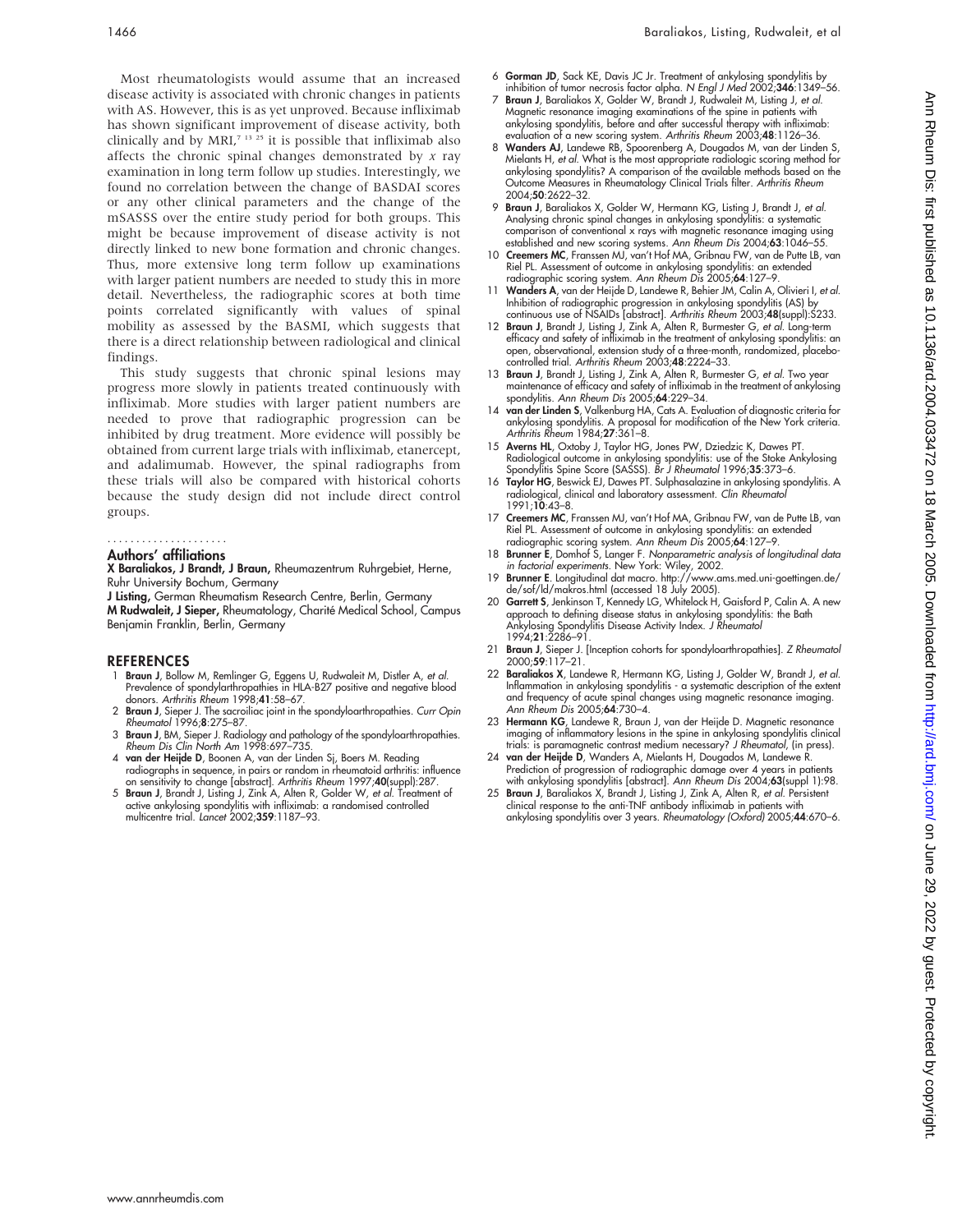Most rheumatologists would assume that an increased disease activity is associated with chronic changes in patients with AS. However, this is as yet unproved. Because infliximab has shown significant improvement of disease activity, both clinically and by MRI,[7 13 25] it is possible that infliximab also affects the chronic spinal changes demonstrated by *x* ray examination in long term follow up studies. Interestingly, we found no correlation between the change of BASDAI scores or any other clinical parameters and the change of the mSASSS over the entire study period for both groups. This might be because improvement of disease activity is not directly linked to new bone formation and chronic changes. Thus, more extensive long term follow up examinations with larger patient numbers are needed to study this in more detail. Nevertheless, the radiographic scores at both time points correlated significantly with values of spinal mobility as assessed by the BASMI, which suggests that there is a direct relationship between radiological and clinical findings.

This study suggests that chronic spinal lesions may progress more slowly in patients treated continuously with infliximab. More studies with larger patient numbers are needed to prove that radiographic progression can be inhibited by drug treatment. More evidence will possibly be obtained from current large trials with infliximab, etanercept, and adalimumab. However, the spinal radiographs from these trials will also be compared with historical cohorts because the study design did not include direct control groups.

## Authors' affiliations

**X Baraliakos, J Brandt, J Braun,** Rheumazentrum Ruhrgebiet, Herne, Ruhr University Bochum, Germany
**J Listing,** German Rheumatism Research Centre, Berlin, Germany
**M Rudwaleit, J Sieper,** Rheumatology, Charité Medical School, Campus Benjamin Franklin, Berlin, Germany

## REFERENCES

1. **Braun J**, Bollow M, Remlinger G, Eggens U, Rudwaleit M, Distler A, *et al.* Prevalence of spondylarthropathies in HLA-B27 positive and negative blood donors. *Arthritis Rheum* 1998;**41**:58–67.
2. **Braun J**, Sieper J. The sacroiliac joint in the spondyloarthropathies. *Curr Opin Rheumatol* 1996;**8**:275–87.
3. **Braun J**, BM, Sieper J. Radiology and pathology of the spondyloarthropathies. *Rheum Dis Clin North Am* 1998:697–735.
4. **van der Heijde D**, Boonen A, van der Linden Sj, Boers M. Reading radiographs in sequence, in pairs or random in rheumatoid arthritis: influence on sensitivity to change [abstract]. *Arthritis Rheum* 1997;**40**(suppl):287.
5. **Braun J**, Brandt J, Listing J, Zink A, Alten R, Golder W, *et al.* Treatment of active ankylosing spondylitis with infliximab: a randomised controlled multicentre trial. *Lancet* 2002;**359**:1187–93.
6. **Gorman JD**, Sack KE, Davis JC Jr. Treatment of ankylosing spondylitis by inhibition of tumor necrosis factor alpha. *N Engl J Med* 2002;**346**:1349–56.
7. **Braun J**, Baraliakos X, Golder W, Brandt J, Rudwaleit M, Listing J, *et al.* Magnetic resonance imaging examinations of the spine in patients with ankylosing spondylitis, before and after successful therapy with infliximab: evaluation of a new scoring system. *Arthritis Rheum* 2003;**48**:1126–36.
8. **Wanders AJ**, Landewe RB, Spoorenberg A, Dougados M, van der Linden S, Mielants H, *et al.* What is the most appropriate radiologic scoring method for ankylosing spondylitis? A comparison of the available methods based on the Outcome Measures in Rheumatology Clinical Trials filter. *Arthritis Rheum* 2004;**50**:2622–32.
9. **Braun J**, Baraliakos X, Golder W, Hermann KG, Listing J, Brandt J, *et al.* Analysing chronic spinal changes in ankylosing spondylitis: a systematic comparison of conventional x rays with magnetic resonance imaging using established and new scoring systems. *Ann Rheum Dis* 2004;**63**:1046–55.
10. **Creemers MC**, Franssen MJ, van't Hof MA, Gribnau FW, van de Putte LB, van Riel PL. Assessment of outcome in ankylosing spondylitis: an extended radiographic scoring system. *Ann Rheum Dis* 2005;**64**:127–9.
11. **Wanders A**, van der Heijde D, Landewe R, Behier JM, Calin A, Olivieri I, *et al.* Inhibition of radiographic progression in ankylosing spondylitis (AS) by continuous use of NSAIDs [abstract]. *Arthritis Rheum* 2003;**48**(suppl):S233.
12. **Braun J**, Brandt J, Listing J, Zink A, Alten R, Burmester G, *et al.* Long-term efficacy and safety of infliximab in the treatment of ankylosing spondylitis: an open, observational, extension study of a three-month, randomized, placebo-controlled trial. *Arthritis Rheum* 2003;**48**:2224–33.
13. **Braun J**, Brandt J, Listing J, Zink A, Alten R, Burmester G, *et al.* Two year maintenance of efficacy and safety of infliximab in the treatment of ankylosing spondylitis. *Ann Rheum Dis* 2005;**64**:229–34.
14. **van der Linden S**, Valkenburg HA, Cats A. Evaluation of diagnostic criteria for ankylosing spondylitis. A proposal for modification of the New York criteria. *Arthritis Rheum* 1984;**27**:361–8.
15. **Averns HL**, Oxtoby J, Taylor HG, Jones PW, Dziedzic K, Dawes PT. Radiological outcome in ankylosing spondylitis: use of the Stoke Ankylosing Spondylitis Spine Score (SASSS). *Br J Rheumatol* 1996;**35**:373–6.
16. **Taylor HG**, Beswick EJ, Dawes PT. Sulphasalazine in ankylosing spondylitis. A radiological, clinical and laboratory assessment. *Clin Rheumatol* 1991;**10**:43–8.
17. **Creemers MC**, Franssen MJ, van't Hof MA, Gribnau FW, van de Putte LB, van Riel PL. Assessment of outcome in ankylosing spondylitis: an extended radiographic scoring system. *Ann Rheum Dis* 2005;**64**:127–9.
18. **Brunner E**, Domhof S, Langer F. *Nonparametric analysis of longitudinal data in factorial experiments*. New York: Wiley, 2002.
19. **Brunner E**. Longitudinal dat macro. http://www.ams.med.uni-goettingen.de/de/sof/ld/makros.html (accessed 18 July 2005).
20. **Garrett S**, Jenkinson T, Kennedy LG, Whitelock H, Gaisford P, Calin A. A new approach to defining disease status in ankylosing spondylitis: the Bath Ankylosing Spondylitis Disease Activity Index. *J Rheumatol* 1994;**21**:2286–91.
21. **Braun J**, Sieper J. [Inception cohorts for spondyloarthropathies]. *Z Rheumatol* 2000;**59**:117–21.
22. **Baraliakos X**, Landewe R, Hermann KG, Listing J, Golder W, Brandt J, *et al.* Inflammation in ankylosing spondylitis - a systematic description of the extent and frequency of acute spinal changes using magnetic resonance imaging. *Ann Rheum Dis* 2005;**64**:730–4.
23. **Hermann KG**, Landewe R, Braun J, van der Heijde D. Magnetic resonance imaging of inflammatory lesions in the spine in ankylosing spondylitis clinical trials: is paramagnetic contrast medium necessary? *J Rheumatol*, (in press).
24. **van der Heijde D**, Wanders A, Mielants H, Dougados M, Landewe R. Prediction of progression of radiographic damage over 4 years in patients with ankylosing spondylitis [abstract]. *Ann Rheum Dis* 2004;**63**(suppl 1):98.
25. **Braun J**, Baraliakos X, Brandt J, Listing J, Zink A, Alten R, *et al.* Persistent clinical response to the anti-TNF antibody infliximab in patients with ankylosing spondylitis over 3 years. *Rheumatology (Oxford)* 2005;**44**:670–6.